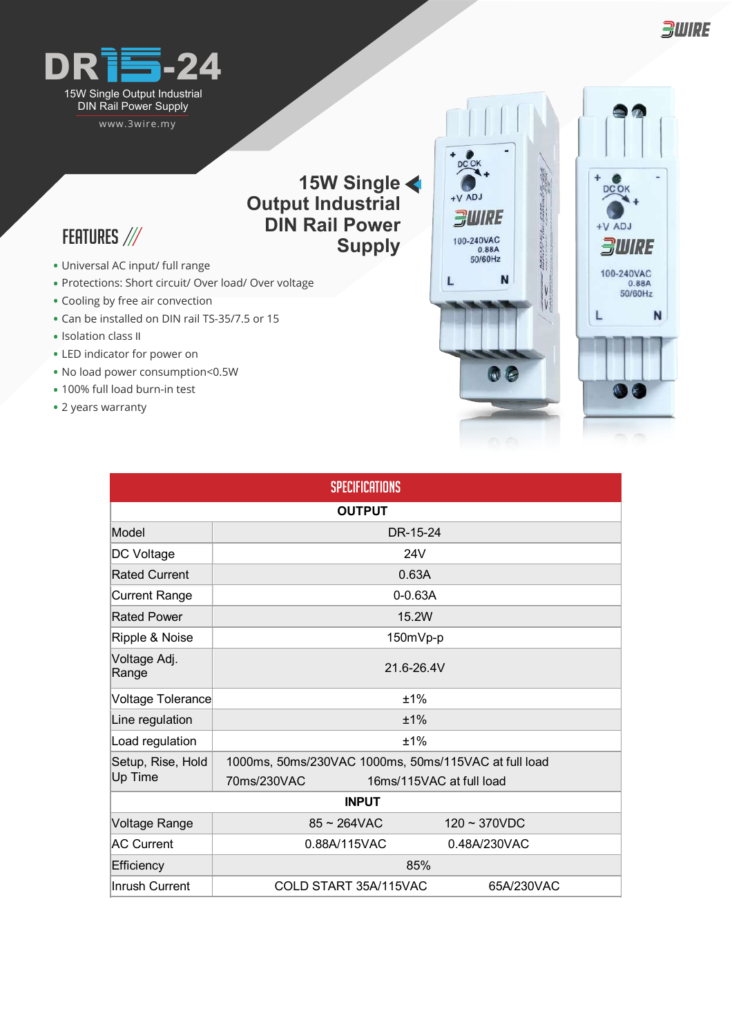# DR15-24

15W Single Output Industrial DIN Rail Power Supply

www.3wire.my

## 15W Single Output Industrial DIN Rail Power Supply

## FEATURES

- Universal AC input/ full range
- Protections: Short circuit/ Over load/ Over voltage
- Cooling by free air convection
- Can be installed on DIN rail TS-35/7.5 or 15
- Isolation class II
- LED indicator for power on
- No load power consumption<0.5W
- 100% full load burn-in test
- 2 years warranty

## SPECIFICATIONS

| OUTPUT | | |
|---|---|---|
| Model | DR-15-24 | |
| DC Voltage | 24V | |
| Rated Current | 0.63A | |
| Current Range | 0-0.63A | |
| Rated Power | 15.2W | |
| Ripple & Noise | 150mVp-p | |
| Voltage Adj. Range | 21.6-26.4V | |
| Voltage Tolerance | ±1% | |
| Line regulation | ±1% | |
| Load regulation | ±1% | |
| Setup, Rise, Hold Up Time | 1000ms, 50ms/230VAC 1000ms, 50ms/115VAC at full load | |
| | 70ms/230VAC | 16ms/115VAC at full load |
| **INPUT** | | |
| Voltage Range | 85 ~ 264VAC | 120 ~ 370VDC |
| AC Current | 0.88A/115VAC | 0.48A/230VAC |
| Efficiency | 85% | |
| Inrush Current | COLD START 35A/115VAC | 65A/230VAC |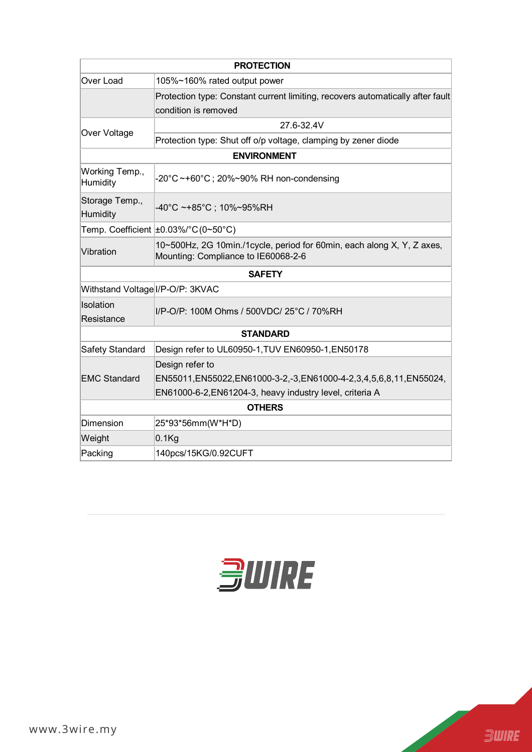| | |
|---|---|
| **PROTECTION** | |
| Over Load | 105%~160% rated output power |
| | Protection type: Constant current limiting, recovers automatically after fault condition is removed |
| Over Voltage | 27.6-32.4V |
| | Protection type: Shut off o/p voltage, clamping by zener diode |
| **ENVIRONMENT** | |
| Working Temp., Humidity | -20°C ~+60°C ; 20%~90% RH non-condensing |
| Storage Temp., Humidity | -40°C ~+85°C ; 10%~95%RH |
| Temp. Coefficient | ±0.03%/°C (0~50°C) |
| Vibration | 10~500Hz, 2G 10min./1cycle, period for 60min, each along X, Y, Z axes, Mounting: Compliance to IE60068-2-6 |
| **SAFETY** | |
| Withstand Voltage | I/P-O/P: 3KVAC |
| Isolation Resistance | I/P-O/P: 100M Ohms / 500VDC/ 25°C / 70%RH |
| **STANDARD** | |
| Safety Standard | Design refer to UL60950-1,TUV EN60950-1,EN50178 |
| EMC Standard | Design refer to EN55011,EN55022,EN61000-3-2,-3,EN61000-4-2,3,4,5,6,8,11,EN55024, EN61000-6-2,EN61204-3, heavy industry level, criteria A |
| **OTHERS** | |
| Dimension | 25*93*56mm(W*H*D) |
| Weight | 0.1Kg |
| Packing | 140pcs/15KG/0.92CUFT |

3WIRE

www.3wire.my